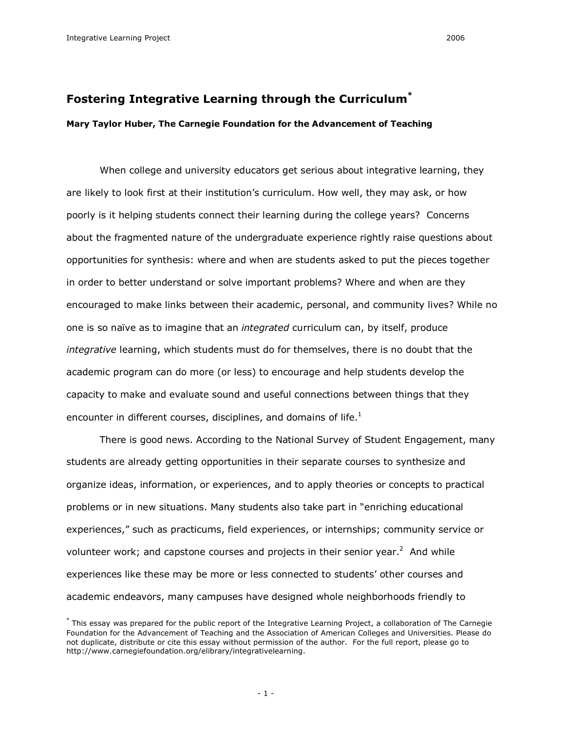# Fostering Integrative Learning through the Curriculum[*]

**Mary Taylor Huber, The Carnegie Foundation for the Advancement of Teaching**

When college and university educators get serious about integrative learning, they are likely to look first at their institution's curriculum. How well, they may ask, or how poorly is it helping students connect their learning during the college years? Concerns about the fragmented nature of the undergraduate experience rightly raise questions about opportunities for synthesis: where and when are students asked to put the pieces together in order to better understand or solve important problems? Where and when are they encouraged to make links between their academic, personal, and community lives? While no one is so naïve as to imagine that an *integrated* curriculum can, by itself, produce *integrative* learning, which students must do for themselves, there is no doubt that the academic program can do more (or less) to encourage and help students develop the capacity to make and evaluate sound and useful connections between things that they encounter in different courses, disciplines, and domains of life.[1]

There is good news. According to the National Survey of Student Engagement, many students are already getting opportunities in their separate courses to synthesize and organize ideas, information, or experiences, and to apply theories or concepts to practical problems or in new situations. Many students also take part in "enriching educational experiences," such as practicums, field experiences, or internships; community service or volunteer work; and capstone courses and projects in their senior year.[2] And while experiences like these may be more or less connected to students' other courses and academic endeavors, many campuses have designed whole neighborhoods friendly to

[*] This essay was prepared for the public report of the Integrative Learning Project, a collaboration of The Carnegie Foundation for the Advancement of Teaching and the Association of American Colleges and Universities. Please do not duplicate, distribute or cite this essay without permission of the author. For the full report, please go to http://www.carnegiefoundation.org/elibrary/integrativelearning.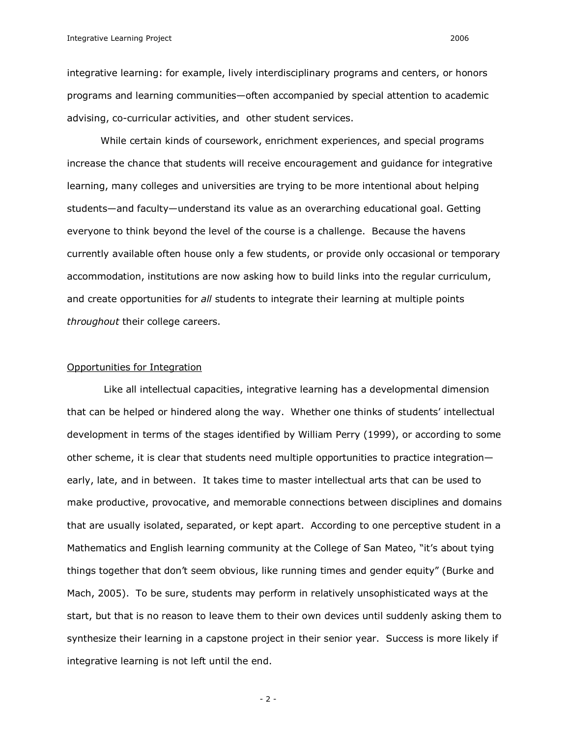integrative learning: for example, lively interdisciplinary programs and centers, or honors programs and learning communities—often accompanied by special attention to academic advising, co-curricular activities, and other student services.

While certain kinds of coursework, enrichment experiences, and special programs increase the chance that students will receive encouragement and guidance for integrative learning, many colleges and universities are trying to be more intentional about helping students—and faculty—understand its value as an overarching educational goal. Getting everyone to think beyond the level of the course is a challenge. Because the havens currently available often house only a few students, or provide only occasional or temporary accommodation, institutions are now asking how to build links into the regular curriculum, and create opportunities for *all* students to integrate their learning at multiple points *throughout* their college careers.

## Opportunities for Integration

Like all intellectual capacities, integrative learning has a developmental dimension that can be helped or hindered along the way. Whether one thinks of students' intellectual development in terms of the stages identified by William Perry (1999), or according to some other scheme, it is clear that students need multiple opportunities to practice integration—early, late, and in between. It takes time to master intellectual arts that can be used to make productive, provocative, and memorable connections between disciplines and domains that are usually isolated, separated, or kept apart. According to one perceptive student in a Mathematics and English learning community at the College of San Mateo, "it's about tying things together that don't seem obvious, like running times and gender equity" (Burke and Mach, 2005). To be sure, students may perform in relatively unsophisticated ways at the start, but that is no reason to leave them to their own devices until suddenly asking them to synthesize their learning in a capstone project in their senior year. Success is more likely if integrative learning is not left until the end.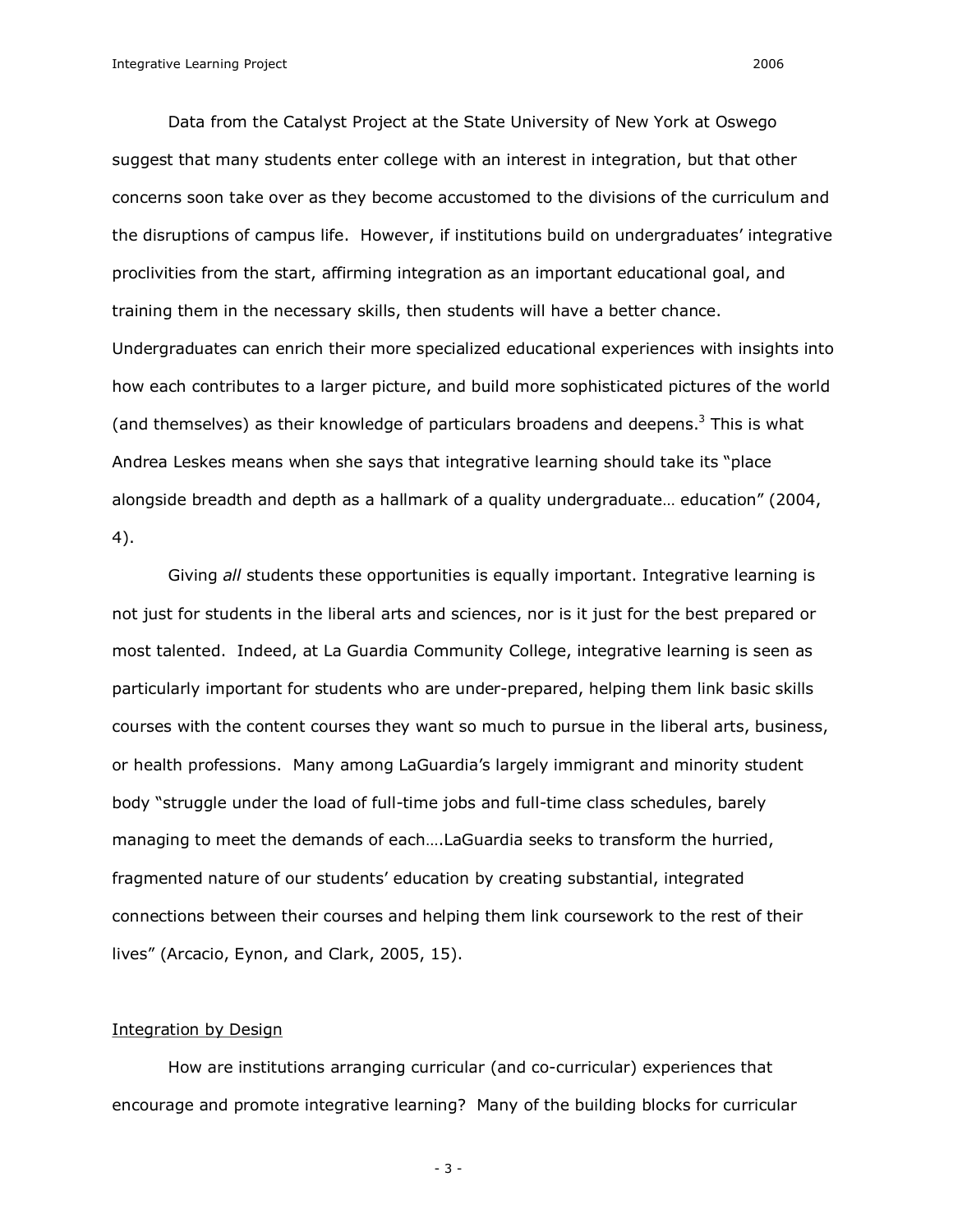Data from the Catalyst Project at the State University of New York at Oswego suggest that many students enter college with an interest in integration, but that other concerns soon take over as they become accustomed to the divisions of the curriculum and the disruptions of campus life. However, if institutions build on undergraduates' integrative proclivities from the start, affirming integration as an important educational goal, and training them in the necessary skills, then students will have a better chance. Undergraduates can enrich their more specialized educational experiences with insights into how each contributes to a larger picture, and build more sophisticated pictures of the world (and themselves) as their knowledge of particulars broadens and deepens.[3] This is what Andrea Leskes means when she says that integrative learning should take its "place alongside breadth and depth as a hallmark of a quality undergraduate… education" (2004, 4).

Giving *all* students these opportunities is equally important. Integrative learning is not just for students in the liberal arts and sciences, nor is it just for the best prepared or most talented. Indeed, at La Guardia Community College, integrative learning is seen as particularly important for students who are under-prepared, helping them link basic skills courses with the content courses they want so much to pursue in the liberal arts, business, or health professions. Many among LaGuardia's largely immigrant and minority student body "struggle under the load of full-time jobs and full-time class schedules, barely managing to meet the demands of each….LaGuardia seeks to transform the hurried, fragmented nature of our students' education by creating substantial, integrated connections between their courses and helping them link coursework to the rest of their lives" (Arcacio, Eynon, and Clark, 2005, 15).

## Integration by Design

How are institutions arranging curricular (and co-curricular) experiences that encourage and promote integrative learning? Many of the building blocks for curricular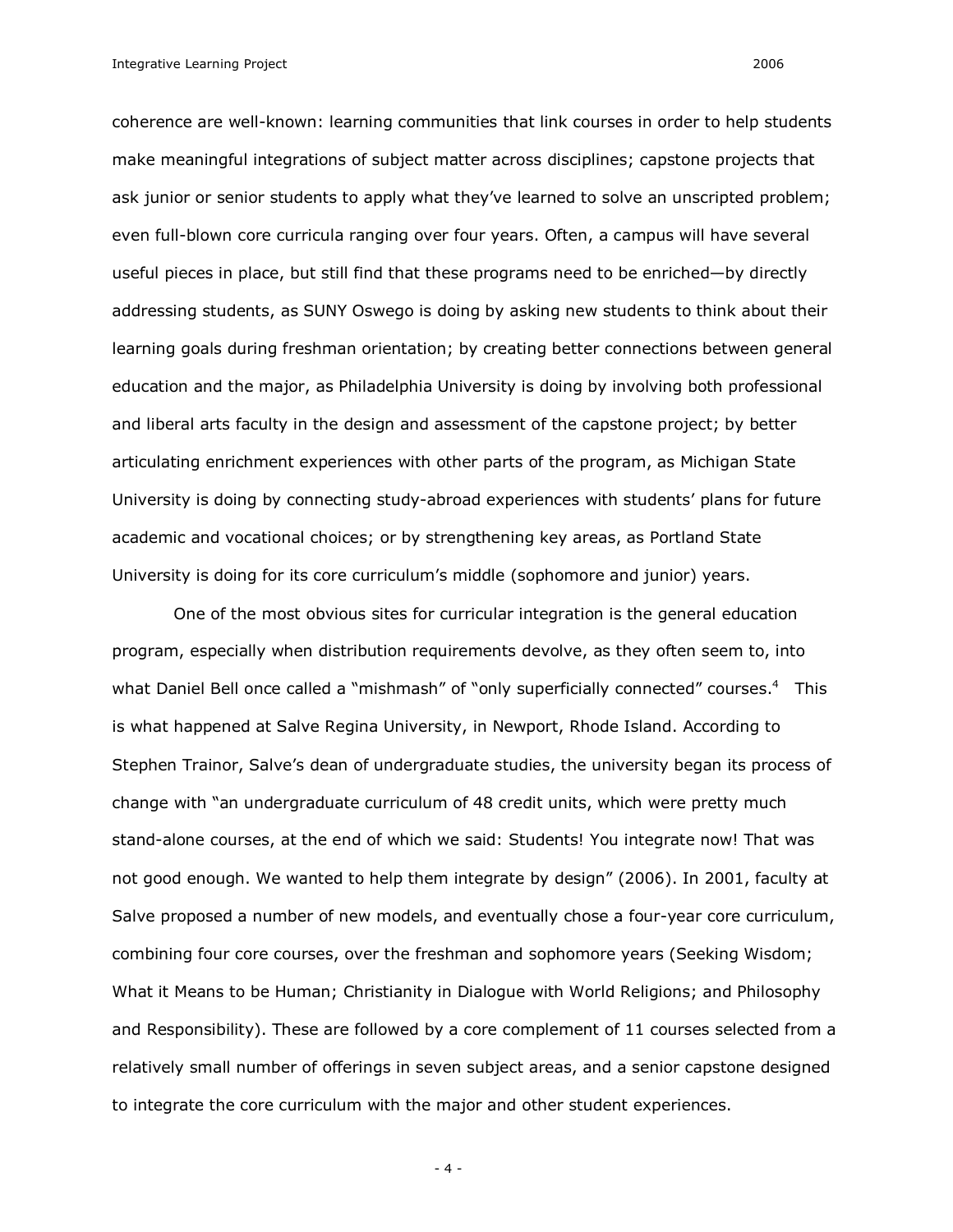coherence are well-known: learning communities that link courses in order to help students make meaningful integrations of subject matter across disciplines; capstone projects that ask junior or senior students to apply what they've learned to solve an unscripted problem; even full-blown core curricula ranging over four years. Often, a campus will have several useful pieces in place, but still find that these programs need to be enriched—by directly addressing students, as SUNY Oswego is doing by asking new students to think about their learning goals during freshman orientation; by creating better connections between general education and the major, as Philadelphia University is doing by involving both professional and liberal arts faculty in the design and assessment of the capstone project; by better articulating enrichment experiences with other parts of the program, as Michigan State University is doing by connecting study-abroad experiences with students' plans for future academic and vocational choices; or by strengthening key areas, as Portland State University is doing for its core curriculum's middle (sophomore and junior) years.

One of the most obvious sites for curricular integration is the general education program, especially when distribution requirements devolve, as they often seem to, into what Daniel Bell once called a "mishmash" of "only superficially connected" courses.[4] This is what happened at Salve Regina University, in Newport, Rhode Island. According to Stephen Trainor, Salve's dean of undergraduate studies, the university began its process of change with "an undergraduate curriculum of 48 credit units, which were pretty much stand-alone courses, at the end of which we said: Students! You integrate now! That was not good enough. We wanted to help them integrate by design" (2006). In 2001, faculty at Salve proposed a number of new models, and eventually chose a four-year core curriculum, combining four core courses, over the freshman and sophomore years (Seeking Wisdom; What it Means to be Human; Christianity in Dialogue with World Religions; and Philosophy and Responsibility). These are followed by a core complement of 11 courses selected from a relatively small number of offerings in seven subject areas, and a senior capstone designed to integrate the core curriculum with the major and other student experiences.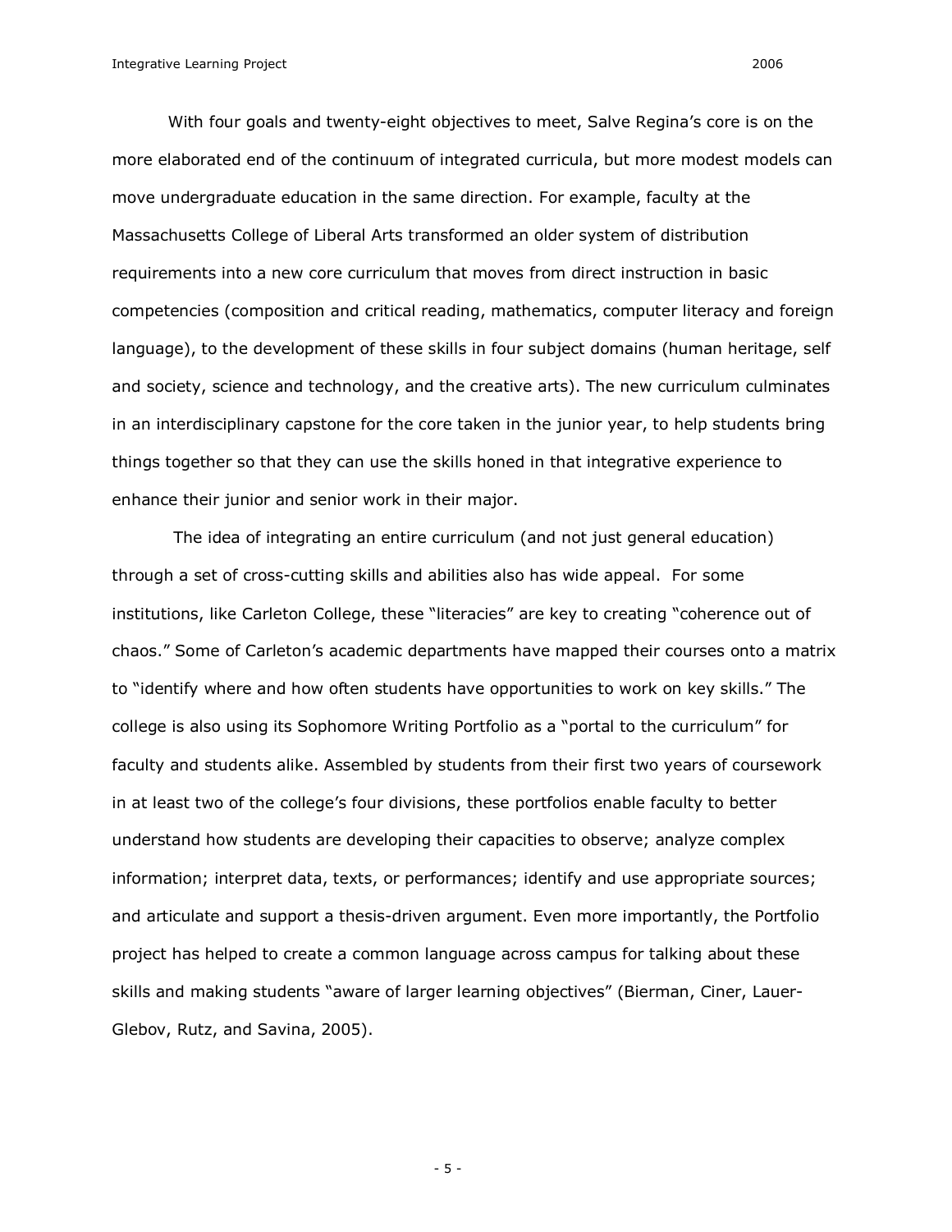With four goals and twenty-eight objectives to meet, Salve Regina's core is on the more elaborated end of the continuum of integrated curricula, but more modest models can move undergraduate education in the same direction. For example, faculty at the Massachusetts College of Liberal Arts transformed an older system of distribution requirements into a new core curriculum that moves from direct instruction in basic competencies (composition and critical reading, mathematics, computer literacy and foreign language), to the development of these skills in four subject domains (human heritage, self and society, science and technology, and the creative arts). The new curriculum culminates in an interdisciplinary capstone for the core taken in the junior year, to help students bring things together so that they can use the skills honed in that integrative experience to enhance their junior and senior work in their major.

The idea of integrating an entire curriculum (and not just general education) through a set of cross-cutting skills and abilities also has wide appeal. For some institutions, like Carleton College, these "literacies" are key to creating "coherence out of chaos." Some of Carleton's academic departments have mapped their courses onto a matrix to "identify where and how often students have opportunities to work on key skills." The college is also using its Sophomore Writing Portfolio as a "portal to the curriculum" for faculty and students alike. Assembled by students from their first two years of coursework in at least two of the college's four divisions, these portfolios enable faculty to better understand how students are developing their capacities to observe; analyze complex information; interpret data, texts, or performances; identify and use appropriate sources; and articulate and support a thesis-driven argument. Even more importantly, the Portfolio project has helped to create a common language across campus for talking about these skills and making students "aware of larger learning objectives" (Bierman, Ciner, Lauer-Glebov, Rutz, and Savina, 2005).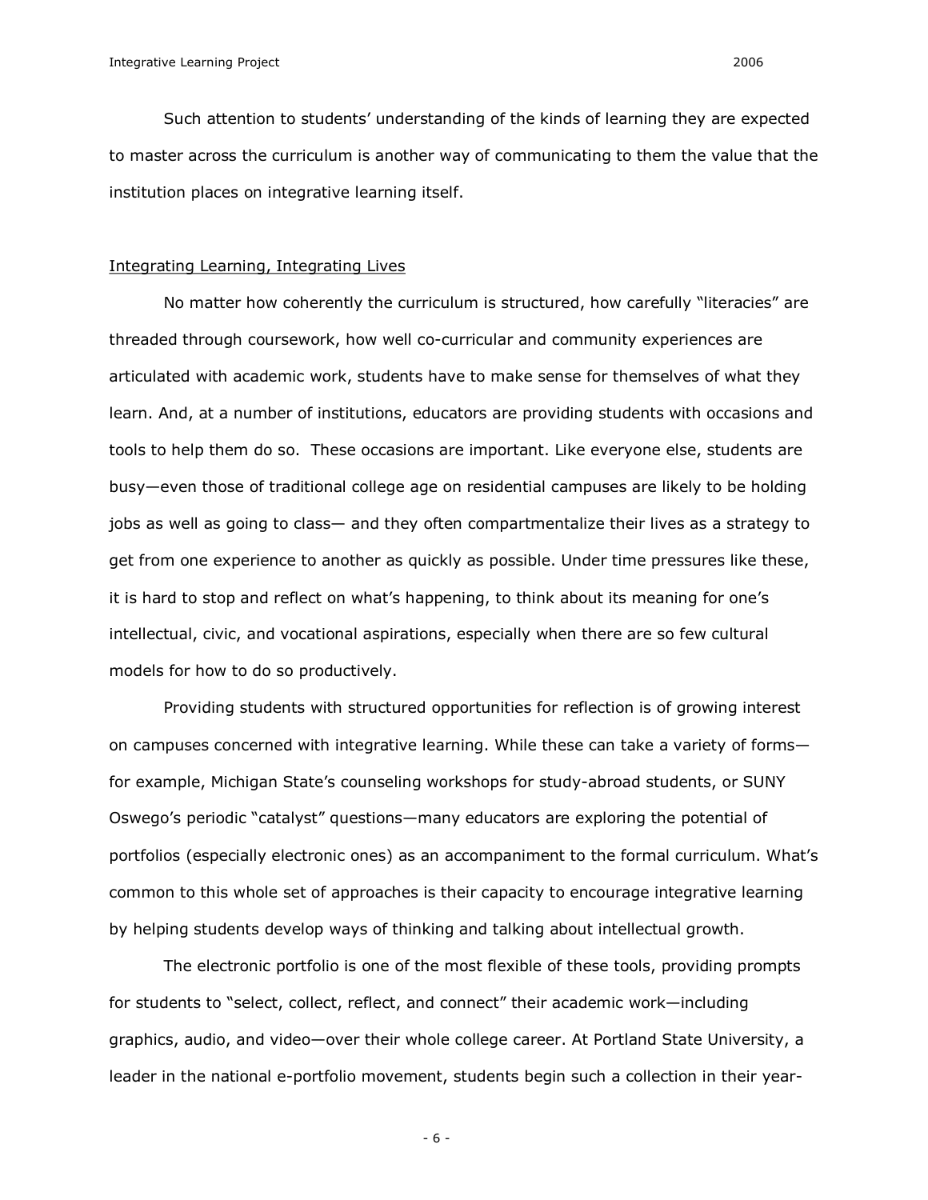Such attention to students' understanding of the kinds of learning they are expected to master across the curriculum is another way of communicating to them the value that the institution places on integrative learning itself.

## Integrating Learning, Integrating Lives

No matter how coherently the curriculum is structured, how carefully "literacies" are threaded through coursework, how well co-curricular and community experiences are articulated with academic work, students have to make sense for themselves of what they learn. And, at a number of institutions, educators are providing students with occasions and tools to help them do so. These occasions are important. Like everyone else, students are busy—even those of traditional college age on residential campuses are likely to be holding jobs as well as going to class— and they often compartmentalize their lives as a strategy to get from one experience to another as quickly as possible. Under time pressures like these, it is hard to stop and reflect on what's happening, to think about its meaning for one's intellectual, civic, and vocational aspirations, especially when there are so few cultural models for how to do so productively.

Providing students with structured opportunities for reflection is of growing interest on campuses concerned with integrative learning. While these can take a variety of forms—for example, Michigan State's counseling workshops for study-abroad students, or SUNY Oswego's periodic "catalyst" questions—many educators are exploring the potential of portfolios (especially electronic ones) as an accompaniment to the formal curriculum. What's common to this whole set of approaches is their capacity to encourage integrative learning by helping students develop ways of thinking and talking about intellectual growth.

The electronic portfolio is one of the most flexible of these tools, providing prompts for students to "select, collect, reflect, and connect" their academic work—including graphics, audio, and video—over their whole college career. At Portland State University, a leader in the national e-portfolio movement, students begin such a collection in their year-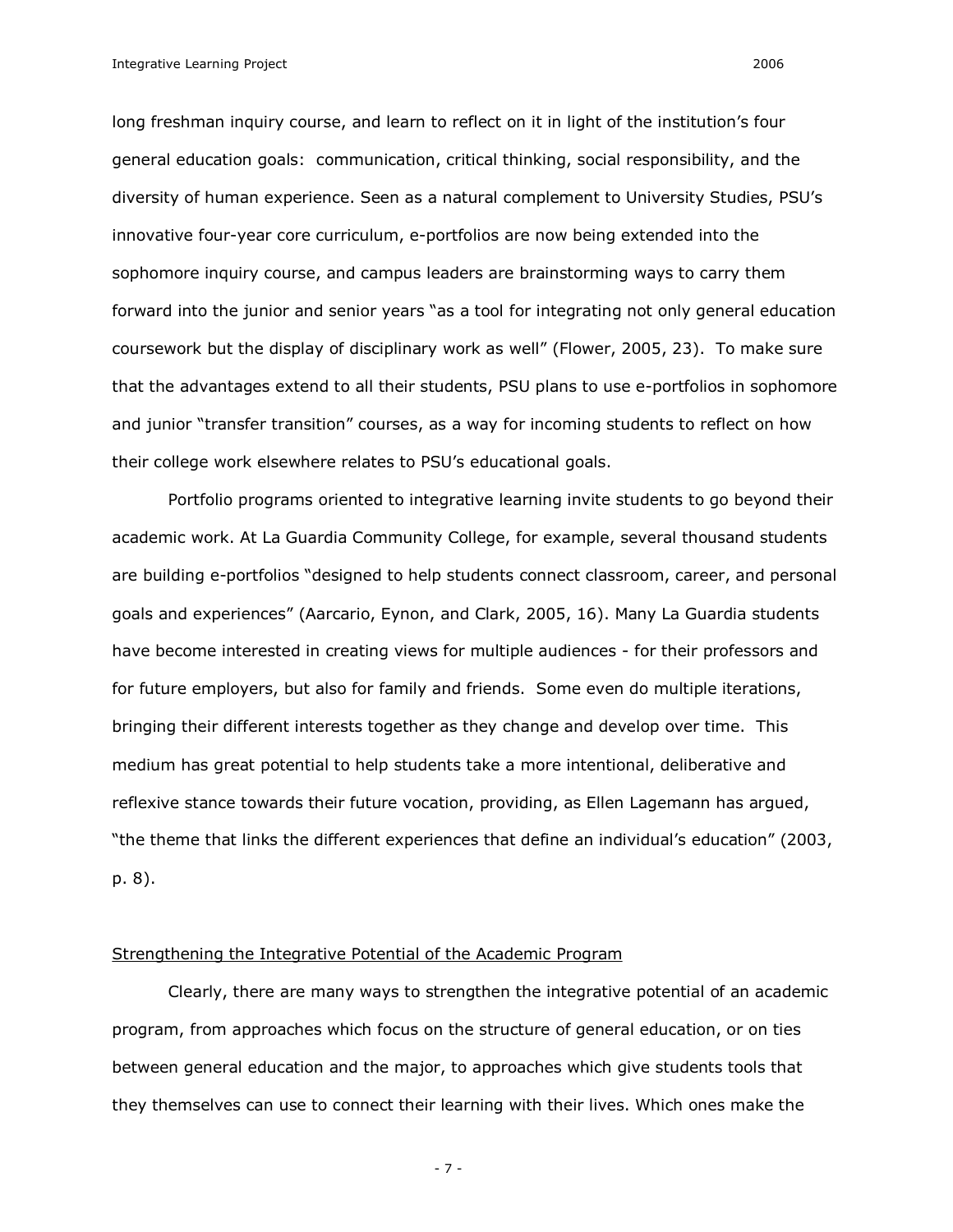long freshman inquiry course, and learn to reflect on it in light of the institution's four general education goals: communication, critical thinking, social responsibility, and the diversity of human experience. Seen as a natural complement to University Studies, PSU's innovative four-year core curriculum, e-portfolios are now being extended into the sophomore inquiry course, and campus leaders are brainstorming ways to carry them forward into the junior and senior years "as a tool for integrating not only general education coursework but the display of disciplinary work as well" (Flower, 2005, 23). To make sure that the advantages extend to all their students, PSU plans to use e-portfolios in sophomore and junior "transfer transition" courses, as a way for incoming students to reflect on how their college work elsewhere relates to PSU's educational goals.

Portfolio programs oriented to integrative learning invite students to go beyond their academic work. At La Guardia Community College, for example, several thousand students are building e-portfolios "designed to help students connect classroom, career, and personal goals and experiences" (Aarcario, Eynon, and Clark, 2005, 16). Many La Guardia students have become interested in creating views for multiple audiences - for their professors and for future employers, but also for family and friends. Some even do multiple iterations, bringing their different interests together as they change and develop over time. This medium has great potential to help students take a more intentional, deliberative and reflexive stance towards their future vocation, providing, as Ellen Lagemann has argued, "the theme that links the different experiences that define an individual's education" (2003, p. 8).

## Strengthening the Integrative Potential of the Academic Program

Clearly, there are many ways to strengthen the integrative potential of an academic program, from approaches which focus on the structure of general education, or on ties between general education and the major, to approaches which give students tools that they themselves can use to connect their learning with their lives. Which ones make the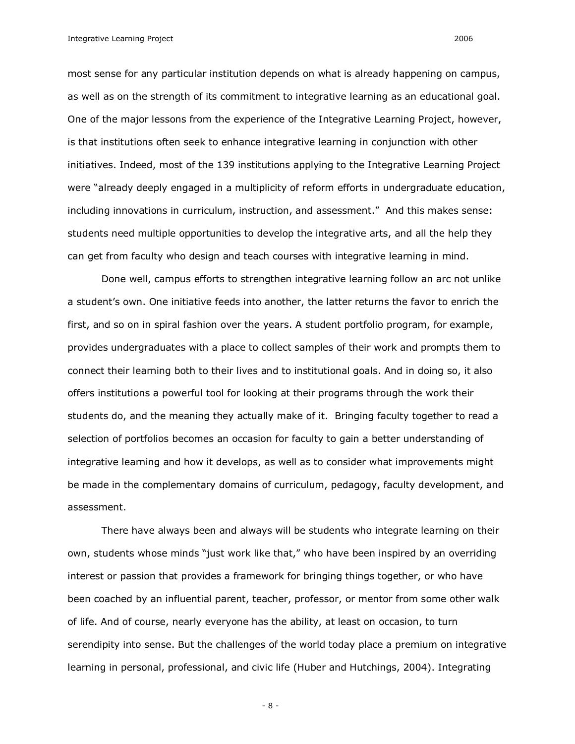most sense for any particular institution depends on what is already happening on campus, as well as on the strength of its commitment to integrative learning as an educational goal. One of the major lessons from the experience of the Integrative Learning Project, however, is that institutions often seek to enhance integrative learning in conjunction with other initiatives. Indeed, most of the 139 institutions applying to the Integrative Learning Project were "already deeply engaged in a multiplicity of reform efforts in undergraduate education, including innovations in curriculum, instruction, and assessment." And this makes sense: students need multiple opportunities to develop the integrative arts, and all the help they can get from faculty who design and teach courses with integrative learning in mind.

Done well, campus efforts to strengthen integrative learning follow an arc not unlike a student's own. One initiative feeds into another, the latter returns the favor to enrich the first, and so on in spiral fashion over the years. A student portfolio program, for example, provides undergraduates with a place to collect samples of their work and prompts them to connect their learning both to their lives and to institutional goals. And in doing so, it also offers institutions a powerful tool for looking at their programs through the work their students do, and the meaning they actually make of it. Bringing faculty together to read a selection of portfolios becomes an occasion for faculty to gain a better understanding of integrative learning and how it develops, as well as to consider what improvements might be made in the complementary domains of curriculum, pedagogy, faculty development, and assessment.

There have always been and always will be students who integrate learning on their own, students whose minds "just work like that," who have been inspired by an overriding interest or passion that provides a framework for bringing things together, or who have been coached by an influential parent, teacher, professor, or mentor from some other walk of life. And of course, nearly everyone has the ability, at least on occasion, to turn serendipity into sense. But the challenges of the world today place a premium on integrative learning in personal, professional, and civic life (Huber and Hutchings, 2004). Integrating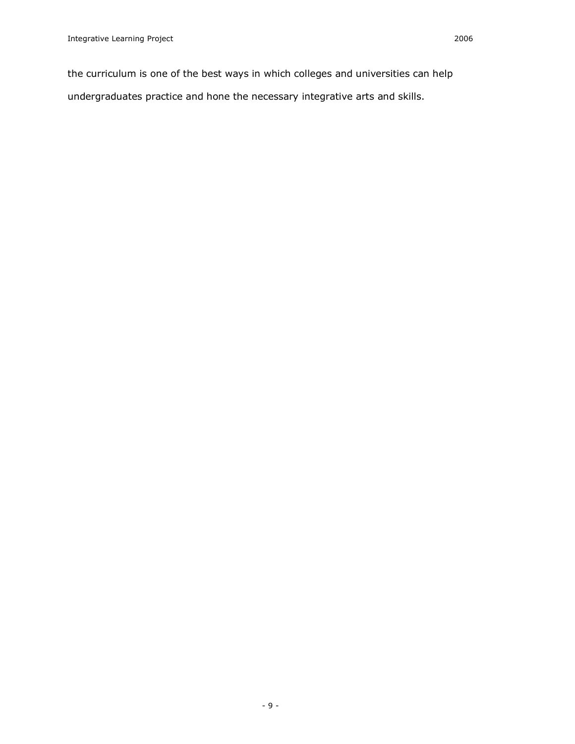the curriculum is one of the best ways in which colleges and universities can help undergraduates practice and hone the necessary integrative arts and skills.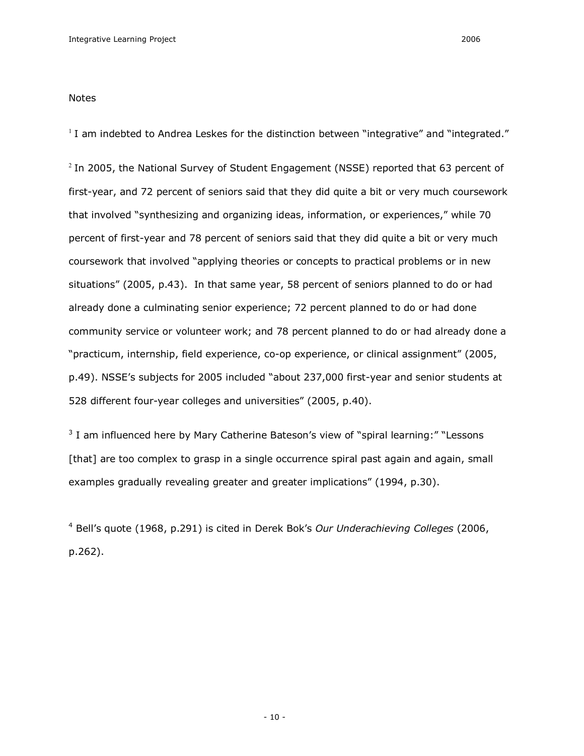Notes

[1] I am indebted to Andrea Leskes for the distinction between "integrative" and "integrated."

[2] In 2005, the National Survey of Student Engagement (NSSE) reported that 63 percent of first-year, and 72 percent of seniors said that they did quite a bit or very much coursework that involved "synthesizing and organizing ideas, information, or experiences," while 70 percent of first-year and 78 percent of seniors said that they did quite a bit or very much coursework that involved "applying theories or concepts to practical problems or in new situations" (2005, p.43). In that same year, 58 percent of seniors planned to do or had already done a culminating senior experience; 72 percent planned to do or had done community service or volunteer work; and 78 percent planned to do or had already done a "practicum, internship, field experience, co-op experience, or clinical assignment" (2005, p.49). NSSE's subjects for 2005 included "about 237,000 first-year and senior students at 528 different four-year colleges and universities" (2005, p.40).

[3] I am influenced here by Mary Catherine Bateson's view of "spiral learning:" "Lessons [that] are too complex to grasp in a single occurrence spiral past again and again, small examples gradually revealing greater and greater implications" (1994, p.30).

[4] Bell's quote (1968, p.291) is cited in Derek Bok's *Our Underachieving Colleges* (2006, p.262).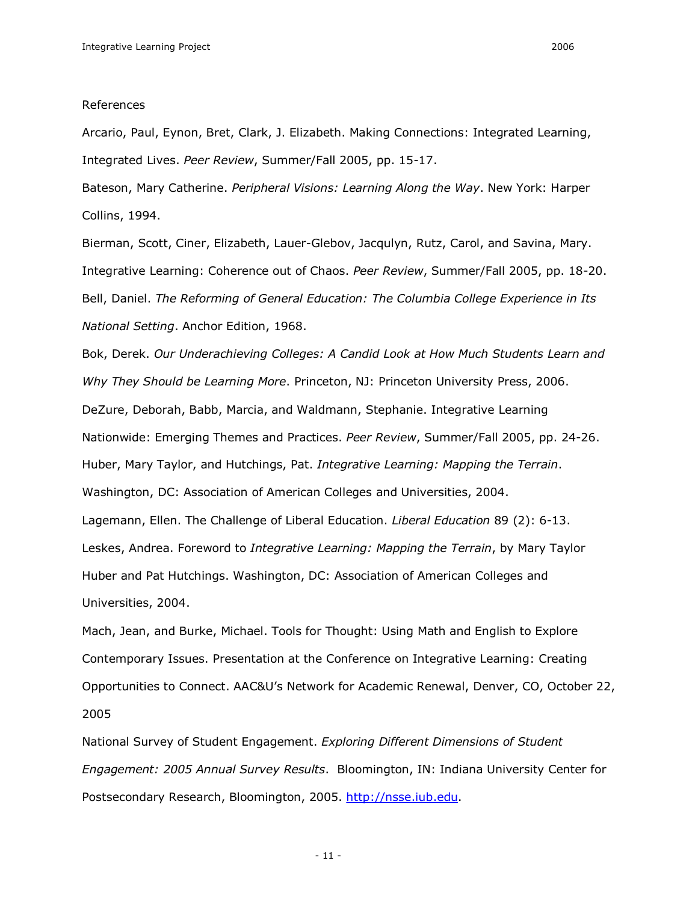References

Arcario, Paul, Eynon, Bret, Clark, J. Elizabeth. Making Connections: Integrated Learning, Integrated Lives. *Peer Review*, Summer/Fall 2005, pp. 15-17.

Bateson, Mary Catherine. *Peripheral Visions: Learning Along the Way*. New York: Harper Collins, 1994.

Bierman, Scott, Ciner, Elizabeth, Lauer-Glebov, Jacqulyn, Rutz, Carol, and Savina, Mary. Integrative Learning: Coherence out of Chaos. *Peer Review*, Summer/Fall 2005, pp. 18-20.

Bell, Daniel. *The Reforming of General Education: The Columbia College Experience in Its National Setting*. Anchor Edition, 1968.

Bok, Derek. *Our Underachieving Colleges: A Candid Look at How Much Students Learn and Why They Should be Learning More*. Princeton, NJ: Princeton University Press, 2006.

DeZure, Deborah, Babb, Marcia, and Waldmann, Stephanie. Integrative Learning Nationwide: Emerging Themes and Practices. *Peer Review*, Summer/Fall 2005, pp. 24-26.

Huber, Mary Taylor, and Hutchings, Pat. *Integrative Learning: Mapping the Terrain*. Washington, DC: Association of American Colleges and Universities, 2004.

Lagemann, Ellen. The Challenge of Liberal Education. *Liberal Education* 89 (2): 6-13.

Leskes, Andrea. Foreword to *Integrative Learning: Mapping the Terrain*, by Mary Taylor Huber and Pat Hutchings. Washington, DC: Association of American Colleges and Universities, 2004.

Mach, Jean, and Burke, Michael. Tools for Thought: Using Math and English to Explore Contemporary Issues. Presentation at the Conference on Integrative Learning: Creating Opportunities to Connect. AAC&U's Network for Academic Renewal, Denver, CO, October 22, 2005

National Survey of Student Engagement. *Exploring Different Dimensions of Student Engagement: 2005 Annual Survey Results*. Bloomington, IN: Indiana University Center for Postsecondary Research, Bloomington, 2005. http://nsse.iub.edu.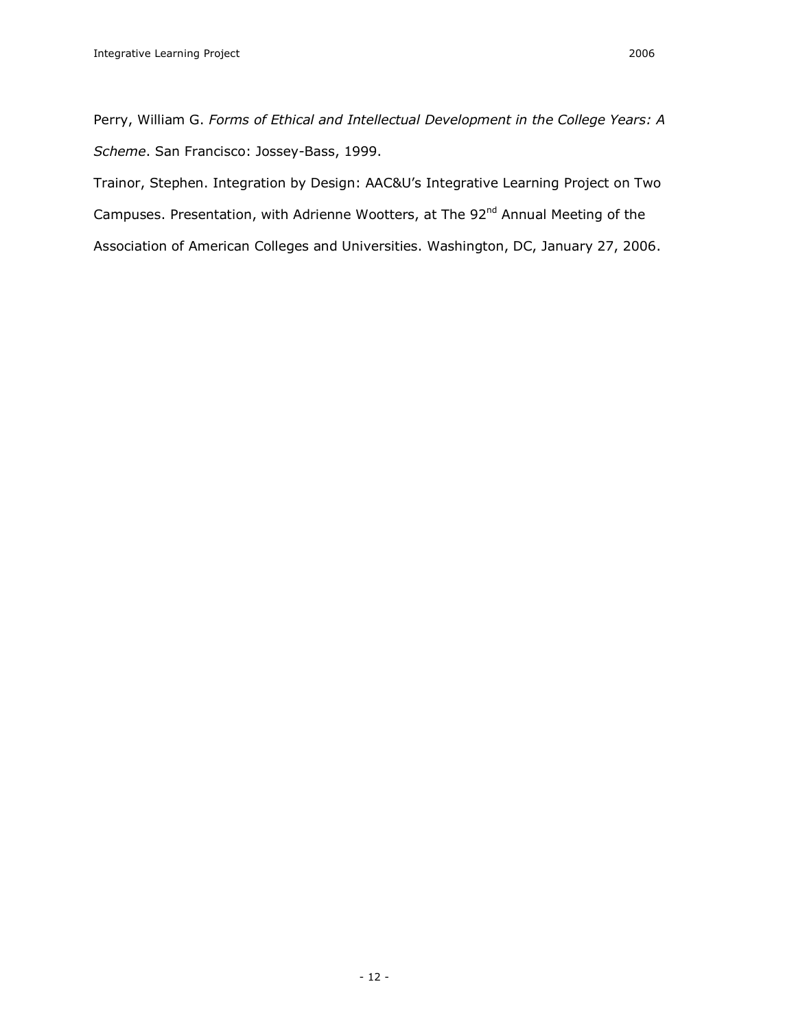Perry, William G. *Forms of Ethical and Intellectual Development in the College Years: A Scheme*. San Francisco: Jossey-Bass, 1999.

Trainor, Stephen. Integration by Design: AAC&U's Integrative Learning Project on Two Campuses. Presentation, with Adrienne Wootters, at The 92nd Annual Meeting of the Association of American Colleges and Universities. Washington, DC, January 27, 2006.